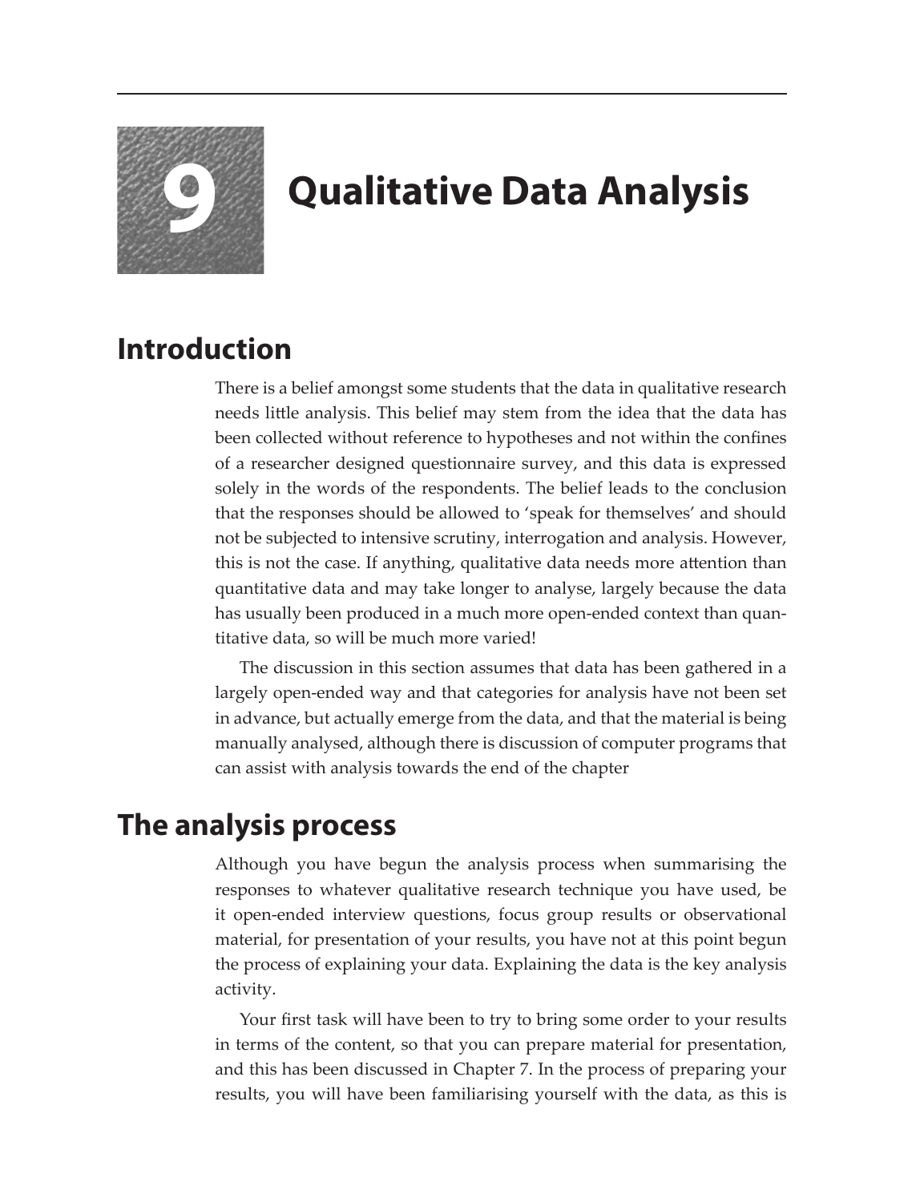# 9 Qualitative Data Analysis

## Introduction

There is a belief amongst some students that the data in qualitative research needs little analysis. This belief may stem from the idea that the data has been collected without reference to hypotheses and not within the confines of a researcher designed questionnaire survey, and this data is expressed solely in the words of the respondents. The belief leads to the conclusion that the responses should be allowed to 'speak for themselves' and should not be subjected to intensive scrutiny, interrogation and analysis. However, this is not the case. If anything, qualitative data needs more attention than quantitative data and may take longer to analyse, largely because the data has usually been produced in a much more open-ended context than quantitative data, so will be much more varied!

The discussion in this section assumes that data has been gathered in a largely open-ended way and that categories for analysis have not been set in advance, but actually emerge from the data, and that the material is being manually analysed, although there is discussion of computer programs that can assist with analysis towards the end of the chapter

## The analysis process

Although you have begun the analysis process when summarising the responses to whatever qualitative research technique you have used, be it open-ended interview questions, focus group results or observational material, for presentation of your results, you have not at this point begun the process of explaining your data. Explaining the data is the key analysis activity.

Your first task will have been to try to bring some order to your results in terms of the content, so that you can prepare material for presentation, and this has been discussed in Chapter 7. In the process of preparing your results, you will have been familiarising yourself with the data, as this is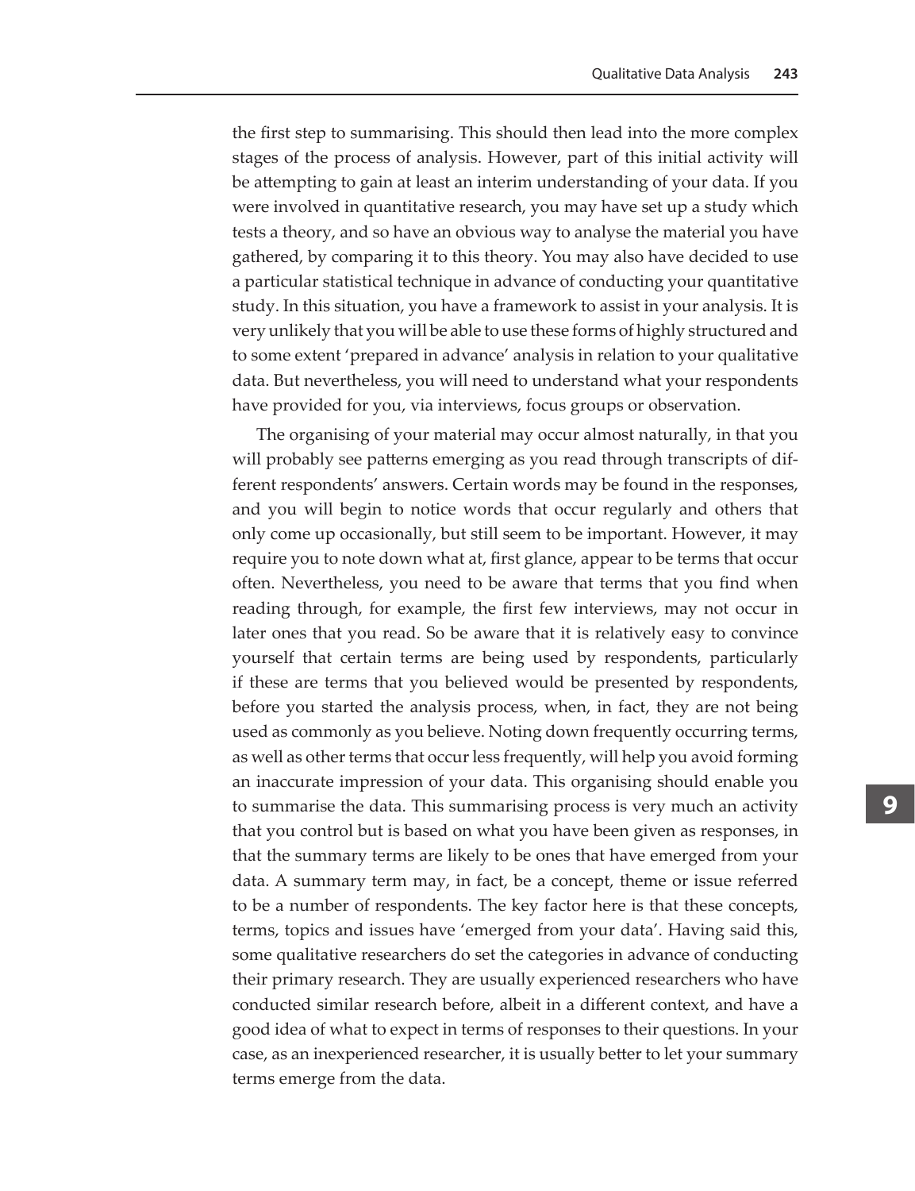the first step to summarising. This should then lead into the more complex stages of the process of analysis. However, part of this initial activity will be attempting to gain at least an interim understanding of your data. If you were involved in quantitative research, you may have set up a study which tests a theory, and so have an obvious way to analyse the material you have gathered, by comparing it to this theory. You may also have decided to use a particular statistical technique in advance of conducting your quantitative study. In this situation, you have a framework to assist in your analysis. It is very unlikely that you will be able to use these forms of highly structured and to some extent 'prepared in advance' analysis in relation to your qualitative data. But nevertheless, you will need to understand what your respondents have provided for you, via interviews, focus groups or observation.

The organising of your material may occur almost naturally, in that you will probably see patterns emerging as you read through transcripts of different respondents' answers. Certain words may be found in the responses, and you will begin to notice words that occur regularly and others that only come up occasionally, but still seem to be important. However, it may require you to note down what at, first glance, appear to be terms that occur often. Nevertheless, you need to be aware that terms that you find when reading through, for example, the first few interviews, may not occur in later ones that you read. So be aware that it is relatively easy to convince yourself that certain terms are being used by respondents, particularly if these are terms that you believed would be presented by respondents, before you started the analysis process, when, in fact, they are not being used as commonly as you believe. Noting down frequently occurring terms, as well as other terms that occur less frequently, will help you avoid forming an inaccurate impression of your data. This organising should enable you to summarise the data. This summarising process is very much an activity that you control but is based on what you have been given as responses, in that the summary terms are likely to be ones that have emerged from your data. A summary term may, in fact, be a concept, theme or issue referred to be a number of respondents. The key factor here is that these concepts, terms, topics and issues have 'emerged from your data'. Having said this, some qualitative researchers do set the categories in advance of conducting their primary research. They are usually experienced researchers who have conducted similar research before, albeit in a different context, and have a good idea of what to expect in terms of responses to their questions. In your case, as an inexperienced researcher, it is usually better to let your summary terms emerge from the data.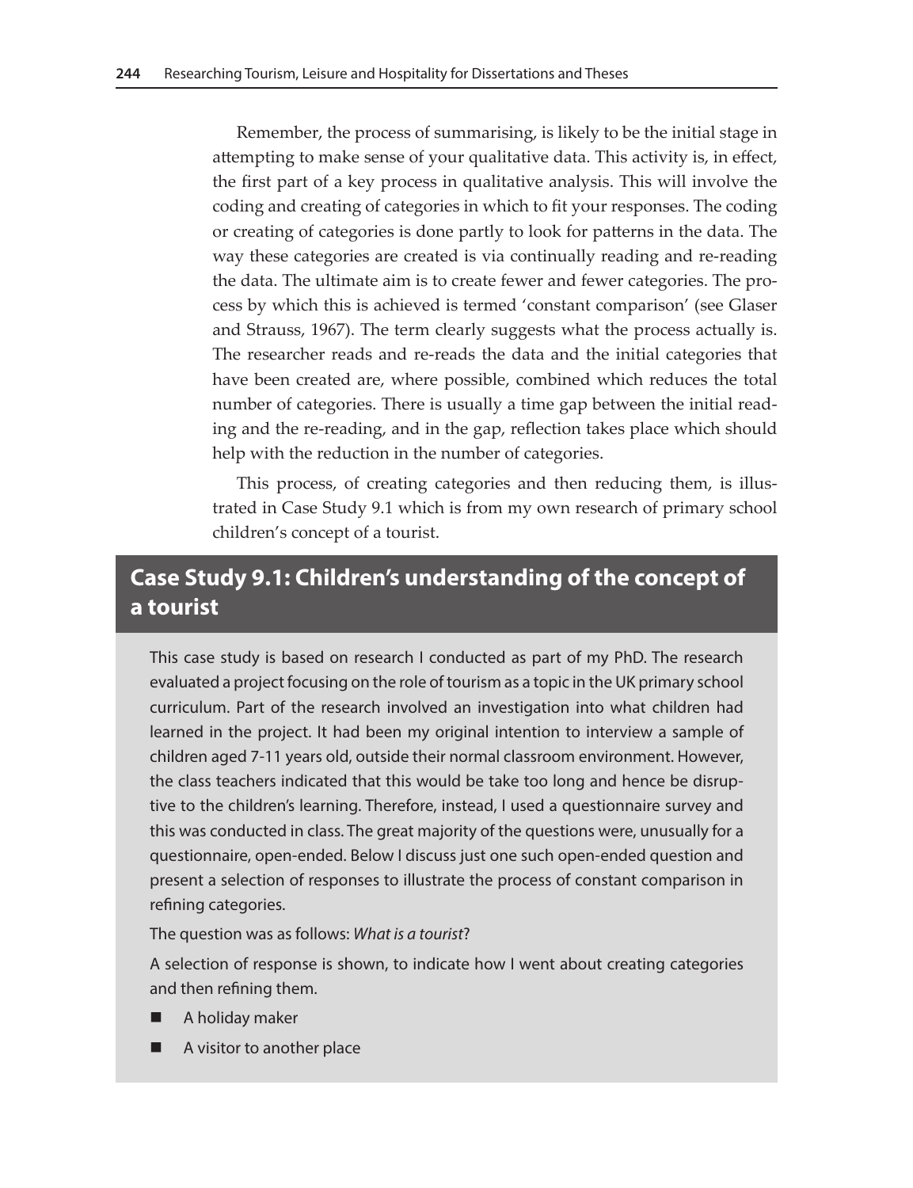Remember, the process of summarising, is likely to be the initial stage in attempting to make sense of your qualitative data. This activity is, in effect, the first part of a key process in qualitative analysis. This will involve the coding and creating of categories in which to fit your responses. The coding or creating of categories is done partly to look for patterns in the data. The way these categories are created is via continually reading and re-reading the data. The ultimate aim is to create fewer and fewer categories. The process by which this is achieved is termed 'constant comparison' (see Glaser and Strauss, 1967). The term clearly suggests what the process actually is. The researcher reads and re-reads the data and the initial categories that have been created are, where possible, combined which reduces the total number of categories. There is usually a time gap between the initial reading and the re-reading, and in the gap, reflection takes place which should help with the reduction in the number of categories.

This process, of creating categories and then reducing them, is illustrated in Case Study 9.1 which is from my own research of primary school children's concept of a tourist.

## Case Study 9.1: Children's understanding of the concept of a tourist

This case study is based on research I conducted as part of my PhD. The research evaluated a project focusing on the role of tourism as a topic in the UK primary school curriculum. Part of the research involved an investigation into what children had learned in the project. It had been my original intention to interview a sample of children aged 7-11 years old, outside their normal classroom environment. However, the class teachers indicated that this would be take too long and hence be disruptive to the children's learning. Therefore, instead, I used a questionnaire survey and this was conducted in class. The great majority of the questions were, unusually for a questionnaire, open-ended. Below I discuss just one such open-ended question and present a selection of responses to illustrate the process of constant comparison in refining categories.

The question was as follows: *What is a tourist*?

A selection of response is shown, to indicate how I went about creating categories and then refining them.

- A holiday maker
- A visitor to another place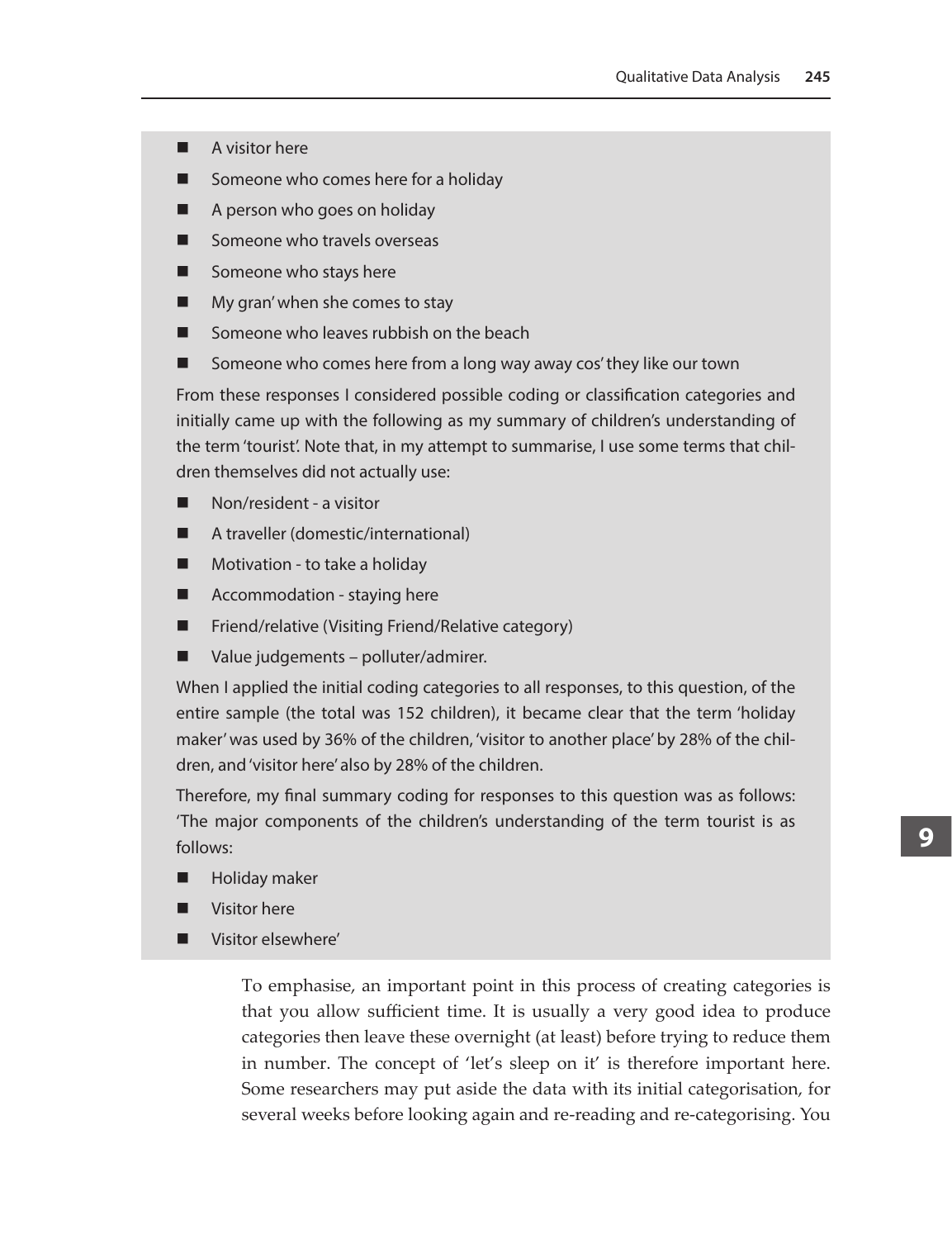- A visitor here
- Someone who comes here for a holiday
- A person who goes on holiday
- Someone who travels overseas
- Someone who stays here
- My gran' when she comes to stay
- Someone who leaves rubbish on the beach
- Someone who comes here from a long way away cos' they like our town

From these responses I considered possible coding or classification categories and initially came up with the following as my summary of children's understanding of the term 'tourist'. Note that, in my attempt to summarise, I use some terms that children themselves did not actually use:

- Non/resident - a visitor
- A traveller (domestic/international)
- Motivation - to take a holiday
- Accommodation - staying here
- Friend/relative (Visiting Friend/Relative category)
- Value judgements – polluter/admirer.

When I applied the initial coding categories to all responses, to this question, of the entire sample (the total was 152 children), it became clear that the term 'holiday maker' was used by 36% of the children, 'visitor to another place' by 28% of the children, and 'visitor here' also by 28% of the children.

Therefore, my final summary coding for responses to this question was as follows: 'The major components of the children's understanding of the term tourist is as follows:

- Holiday maker
- Visitor here
- Visitor elsewhere'

To emphasise, an important point in this process of creating categories is that you allow sufficient time. It is usually a very good idea to produce categories then leave these overnight (at least) before trying to reduce them in number. The concept of 'let's sleep on it' is therefore important here. Some researchers may put aside the data with its initial categorisation, for several weeks before looking again and re-reading and re-categorising. You